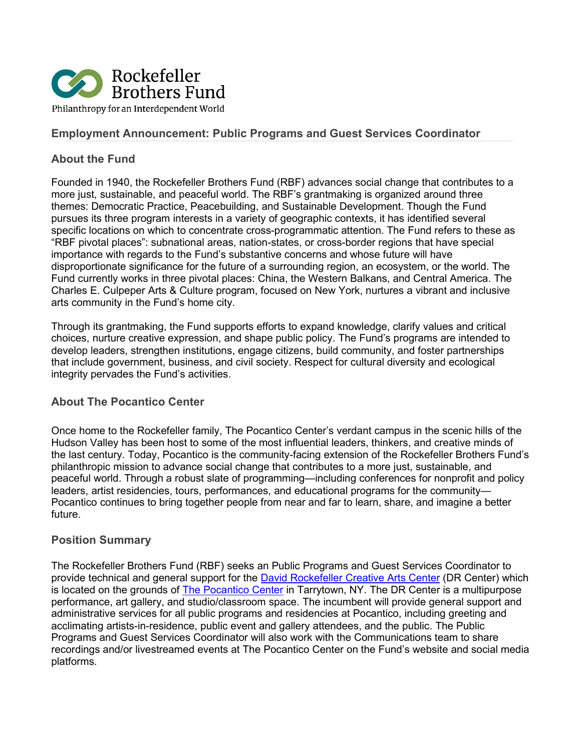Rockefeller Brothers Fund

Philanthropy for an Interdependent World

## Employment Announcement: Public Programs and Guest Services Coordinator

### About the Fund

Founded in 1940, the Rockefeller Brothers Fund (RBF) advances social change that contributes to a more just, sustainable, and peaceful world. The RBF's grantmaking is organized around three themes: Democratic Practice, Peacebuilding, and Sustainable Development. Though the Fund pursues its three program interests in a variety of geographic contexts, it has identified several specific locations on which to concentrate cross-programmatic attention. The Fund refers to these as "RBF pivotal places": subnational areas, nation-states, or cross-border regions that have special importance with regards to the Fund's substantive concerns and whose future will have disproportionate significance for the future of a surrounding region, an ecosystem, or the world. The Fund currently works in three pivotal places: China, the Western Balkans, and Central America. The Charles E. Culpeper Arts & Culture program, focused on New York, nurtures a vibrant and inclusive arts community in the Fund's home city.

Through its grantmaking, the Fund supports efforts to expand knowledge, clarify values and critical choices, nurture creative expression, and shape public policy. The Fund's programs are intended to develop leaders, strengthen institutions, engage citizens, build community, and foster partnerships that include government, business, and civil society. Respect for cultural diversity and ecological integrity pervades the Fund's activities.

### About The Pocantico Center

Once home to the Rockefeller family, The Pocantico Center's verdant campus in the scenic hills of the Hudson Valley has been host to some of the most influential leaders, thinkers, and creative minds of the last century. Today, Pocantico is the community-facing extension of the Rockefeller Brothers Fund's philanthropic mission to advance social change that contributes to a more just, sustainable, and peaceful world. Through a robust slate of programming—including conferences for nonprofit and policy leaders, artist residencies, tours, performances, and educational programs for the community—Pocantico continues to bring together people from near and far to learn, share, and imagine a better future.

### Position Summary

The Rockefeller Brothers Fund (RBF) seeks an Public Programs and Guest Services Coordinator to provide technical and general support for the David Rockefeller Creative Arts Center (DR Center) which is located on the grounds of The Pocantico Center in Tarrytown, NY. The DR Center is a multipurpose performance, art gallery, and studio/classroom space. The incumbent will provide general support and administrative services for all public programs and residencies at Pocantico, including greeting and acclimating artists-in-residence, public event and gallery attendees, and the public. The Public Programs and Guest Services Coordinator will also work with the Communications team to share recordings and/or livestreamed events at The Pocantico Center on the Fund's website and social media platforms.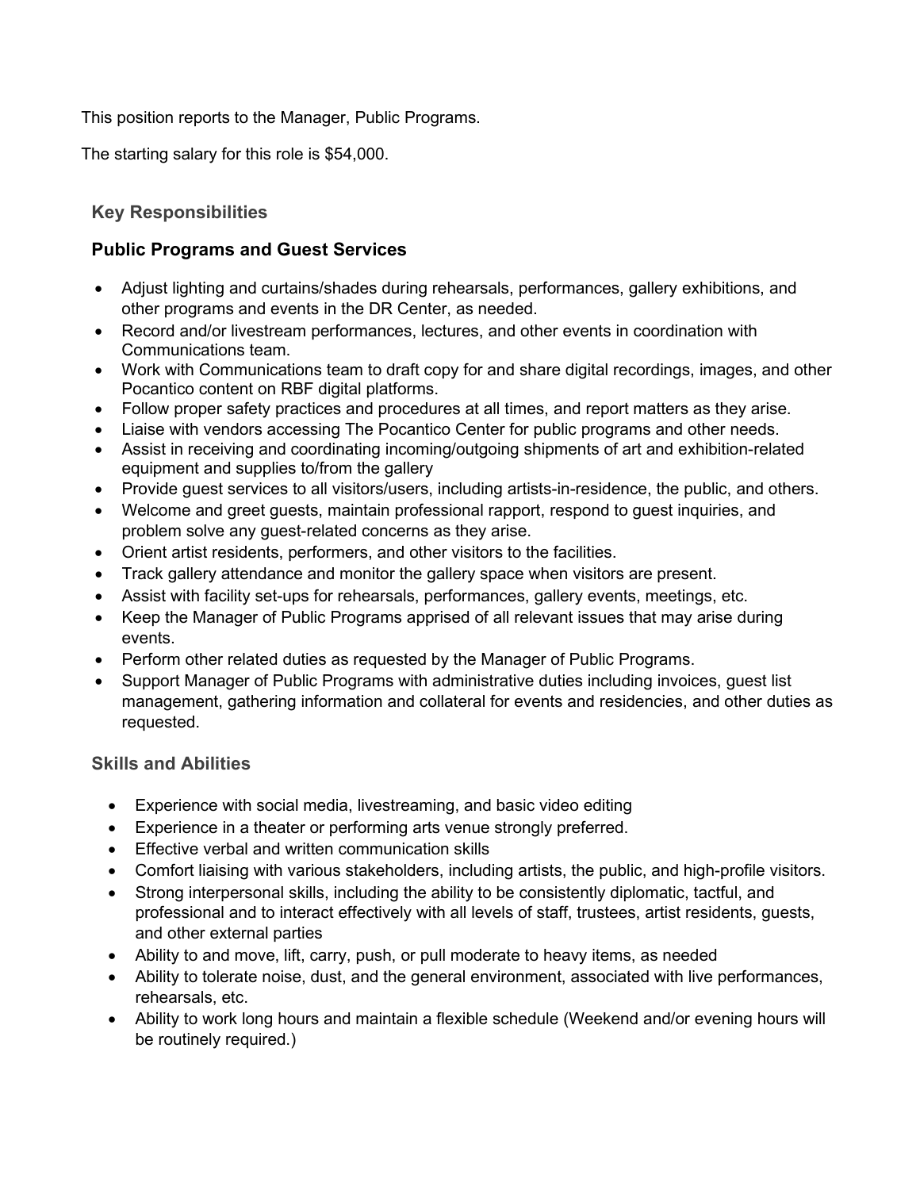This position reports to the Manager, Public Programs.

The starting salary for this role is $54,000.

## Key Responsibilities

### Public Programs and Guest Services

- Adjust lighting and curtains/shades during rehearsals, performances, gallery exhibitions, and other programs and events in the DR Center, as needed.
- Record and/or livestream performances, lectures, and other events in coordination with Communications team.
- Work with Communications team to draft copy for and share digital recordings, images, and other Pocantico content on RBF digital platforms.
- Follow proper safety practices and procedures at all times, and report matters as they arise.
- Liaise with vendors accessing The Pocantico Center for public programs and other needs.
- Assist in receiving and coordinating incoming/outgoing shipments of art and exhibition-related equipment and supplies to/from the gallery
- Provide guest services to all visitors/users, including artists-in-residence, the public, and others.
- Welcome and greet guests, maintain professional rapport, respond to guest inquiries, and problem solve any guest-related concerns as they arise.
- Orient artist residents, performers, and other visitors to the facilities.
- Track gallery attendance and monitor the gallery space when visitors are present.
- Assist with facility set-ups for rehearsals, performances, gallery events, meetings, etc.
- Keep the Manager of Public Programs apprised of all relevant issues that may arise during events.
- Perform other related duties as requested by the Manager of Public Programs.
- Support Manager of Public Programs with administrative duties including invoices, guest list management, gathering information and collateral for events and residencies, and other duties as requested.

## Skills and Abilities

- Experience with social media, livestreaming, and basic video editing
- Experience in a theater or performing arts venue strongly preferred.
- Effective verbal and written communication skills
- Comfort liaising with various stakeholders, including artists, the public, and high-profile visitors.
- Strong interpersonal skills, including the ability to be consistently diplomatic, tactful, and professional and to interact effectively with all levels of staff, trustees, artist residents, guests, and other external parties
- Ability to and move, lift, carry, push, or pull moderate to heavy items, as needed
- Ability to tolerate noise, dust, and the general environment, associated with live performances, rehearsals, etc.
- Ability to work long hours and maintain a flexible schedule (Weekend and/or evening hours will be routinely required.)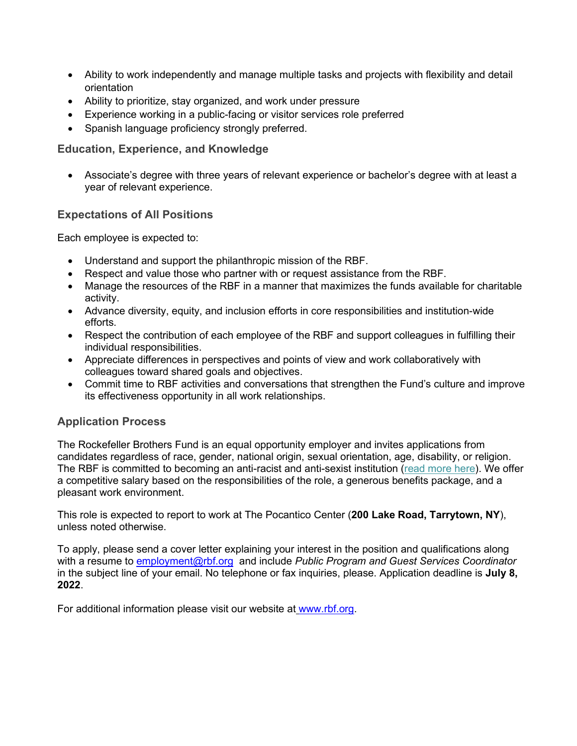- Ability to work independently and manage multiple tasks and projects with flexibility and detail orientation
- Ability to prioritize, stay organized, and work under pressure
- Experience working in a public-facing or visitor services role preferred
- Spanish language proficiency strongly preferred.

### Education, Experience, and Knowledge

- Associate's degree with three years of relevant experience or bachelor's degree with at least a year of relevant experience.

### Expectations of All Positions

Each employee is expected to:

- Understand and support the philanthropic mission of the RBF.
- Respect and value those who partner with or request assistance from the RBF.
- Manage the resources of the RBF in a manner that maximizes the funds available for charitable activity.
- Advance diversity, equity, and inclusion efforts in core responsibilities and institution-wide efforts.
- Respect the contribution of each employee of the RBF and support colleagues in fulfilling their individual responsibilities.
- Appreciate differences in perspectives and points of view and work collaboratively with colleagues toward shared goals and objectives.
- Commit time to RBF activities and conversations that strengthen the Fund's culture and improve its effectiveness opportunity in all work relationships.

### Application Process

The Rockefeller Brothers Fund is an equal opportunity employer and invites applications from candidates regardless of race, gender, national origin, sexual orientation, age, disability, or religion. The RBF is committed to becoming an anti-racist and anti-sexist institution (read more here). We offer a competitive salary based on the responsibilities of the role, a generous benefits package, and a pleasant work environment.

This role is expected to report to work at The Pocantico Center (**200 Lake Road, Tarrytown, NY**), unless noted otherwise.

To apply, please send a cover letter explaining your interest in the position and qualifications along with a resume to employment@rbf.org and include *Public Program and Guest Services Coordinator* in the subject line of your email. No telephone or fax inquiries, please. Application deadline is **July 8, 2022**.

For additional information please visit our website at www.rbf.org.